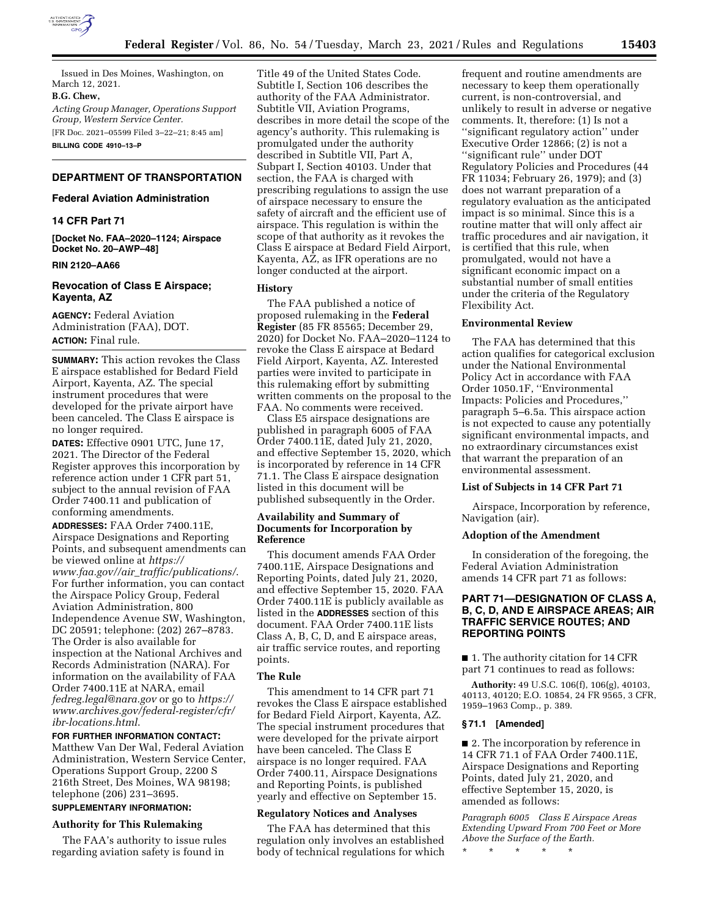Issued in Des Moines, Washington, on March 12, 2021.

**B.G. Chew,**

*Acting Group Manager, Operations Support Group, Western Service Center.*

[FR Doc. 2021–05599 Filed 3–22–21; 8:45 am]

**BILLING CODE 4910–13–P**

---

## DEPARTMENT OF TRANSPORTATION

### Federal Aviation Administration

### 14 CFR Part 71

**[Docket No. FAA–2020–1124; Airspace Docket No. 20–AWP–48]**

**RIN 2120–AA66**

## Revocation of Class E Airspace; Kayenta, AZ

**AGENCY:** Federal Aviation Administration (FAA), DOT.

**ACTION:** Final rule.

**SUMMARY:** This action revokes the Class E airspace established for Bedard Field Airport, Kayenta, AZ. The special instrument procedures that were developed for the private airport have been canceled. The Class E airspace is no longer required.

**DATES:** Effective 0901 UTC, June 17, 2021. The Director of the Federal Register approves this incorporation by reference action under 1 CFR part 51, subject to the annual revision of FAA Order 7400.11 and publication of conforming amendments.

**ADDRESSES:** FAA Order 7400.11E, Airspace Designations and Reporting Points, and subsequent amendments can be viewed online at *https://www.faa.gov//air_traffic/publications/*. For further information, you can contact the Airspace Policy Group, Federal Aviation Administration, 800 Independence Avenue SW, Washington, DC 20591; telephone: (202) 267–8783. The Order is also available for inspection at the National Archives and Records Administration (NARA). For information on the availability of FAA Order 7400.11E at NARA, email *fedreg.legal@nara.gov* or go to *https://www.archives.gov/federal-register/cfr/ibr-locations.html*.

**FOR FURTHER INFORMATION CONTACT:** Matthew Van Der Wal, Federal Aviation Administration, Western Service Center, Operations Support Group, 2200 S 216th Street, Des Moines, WA 98198; telephone (206) 231–3695.

**SUPPLEMENTARY INFORMATION:**

### Authority for This Rulemaking

The FAA's authority to issue rules regarding aviation safety is found in Title 49 of the United States Code. Subtitle I, Section 106 describes the authority of the FAA Administrator. Subtitle VII, Aviation Programs, describes in more detail the scope of the agency's authority. This rulemaking is promulgated under the authority described in Subtitle VII, Part A, Subpart I, Section 40103. Under that section, the FAA is charged with prescribing regulations to assign the use of airspace necessary to ensure the safety of aircraft and the efficient use of airspace. This regulation is within the scope of that authority as it revokes the Class E airspace at Bedard Field Airport, Kayenta, AZ, as IFR operations are no longer conducted at the airport.

### History

The FAA published a notice of proposed rulemaking in the **Federal Register** (85 FR 85565; December 29, 2020) for Docket No. FAA–2020–1124 to revoke the Class E airspace at Bedard Field Airport, Kayenta, AZ. Interested parties were invited to participate in this rulemaking effort by submitting written comments on the proposal to the FAA. No comments were received.

Class E5 airspace designations are published in paragraph 6005 of FAA Order 7400.11E, dated July 21, 2020, and effective September 15, 2020, which is incorporated by reference in 14 CFR 71.1. The Class E airspace designation listed in this document will be published subsequently in the Order.

### Availability and Summary of Documents for Incorporation by Reference

This document amends FAA Order 7400.11E, Airspace Designations and Reporting Points, dated July 21, 2020, and effective September 15, 2020. FAA Order 7400.11E is publicly available as listed in the **ADDRESSES** section of this document. FAA Order 7400.11E lists Class A, B, C, D, and E airspace areas, air traffic service routes, and reporting points.

### The Rule

This amendment to 14 CFR part 71 revokes the Class E airspace established for Bedard Field Airport, Kayenta, AZ. The special instrument procedures that were developed for the private airport have been canceled. The Class E airspace is no longer required. FAA Order 7400.11, Airspace Designations and Reporting Points, is published yearly and effective on September 15.

### Regulatory Notices and Analyses

The FAA has determined that this regulation only involves an established body of technical regulations for which frequent and routine amendments are necessary to keep them operationally current, is non-controversial, and unlikely to result in adverse or negative comments. It, therefore: (1) Is not a "significant regulatory action" under Executive Order 12866; (2) is not a "significant rule" under DOT Regulatory Policies and Procedures (44 FR 11034; February 26, 1979); and (3) does not warrant preparation of a regulatory evaluation as the anticipated impact is so minimal. Since this is a routine matter that will only affect air traffic procedures and air navigation, it is certified that this rule, when promulgated, would not have a significant economic impact on a substantial number of small entities under the criteria of the Regulatory Flexibility Act.

### Environmental Review

The FAA has determined that this action qualifies for categorical exclusion under the National Environmental Policy Act in accordance with FAA Order 1050.1F, "Environmental Impacts: Policies and Procedures," paragraph 5–6.5a. This airspace action is not expected to cause any potentially significant environmental impacts, and no extraordinary circumstances exist that warrant the preparation of an environmental assessment.

### List of Subjects in 14 CFR Part 71

Airspace, Incorporation by reference, Navigation (air).

### Adoption of the Amendment

In consideration of the foregoing, the Federal Aviation Administration amends 14 CFR part 71 as follows:

## PART 71—DESIGNATION OF CLASS A, B, C, D, AND E AIRSPACE AREAS; AIR TRAFFIC SERVICE ROUTES; AND REPORTING POINTS

■ 1. The authority citation for 14 CFR part 71 continues to read as follows:

**Authority:** 49 U.S.C. 106(f), 106(g), 40103, 40113, 40120; E.O. 10854, 24 FR 9565, 3 CFR, 1959–1963 Comp., p. 389.

### § 71.1 [Amended]

■ 2. The incorporation by reference in 14 CFR 71.1 of FAA Order 7400.11E, Airspace Designations and Reporting Points, dated July 21, 2020, and effective September 15, 2020, is amended as follows:

*Paragraph 6005 Class E Airspace Areas Extending Upward From 700 Feet or More Above the Surface of the Earth.*

\* \* \* \* \*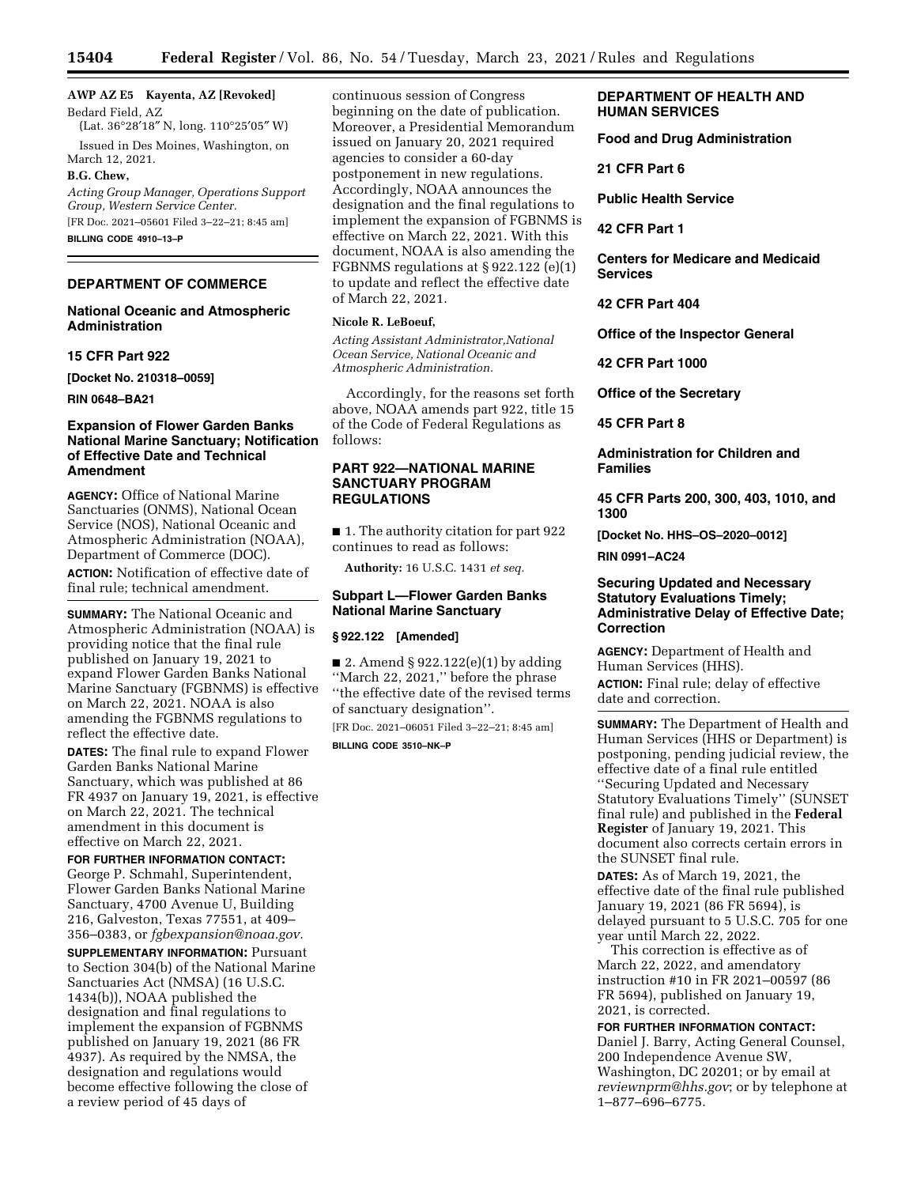**AWP AZ E5 Kayenta, AZ [Revoked]**

Bedard Field, AZ

(Lat. 36°28′18″ N, long. 110°25′05″ W)

Issued in Des Moines, Washington, on March 12, 2021.

**B.G. Chew,**

*Acting Group Manager, Operations Support Group, Western Service Center.*

[FR Doc. 2021–05601 Filed 3–22–21; 8:45 am]

**BILLING CODE 4910–13–P**

---

## DEPARTMENT OF COMMERCE

### National Oceanic and Atmospheric Administration

### 15 CFR Part 922

**[Docket No. 210318–0059]**

**RIN 0648–BA21**

### Expansion of Flower Garden Banks National Marine Sanctuary; Notification of Effective Date and Technical Amendment

**AGENCY:** Office of National Marine Sanctuaries (ONMS), National Ocean Service (NOS), National Oceanic and Atmospheric Administration (NOAA), Department of Commerce (DOC).

**ACTION:** Notification of effective date of final rule; technical amendment.

**SUMMARY:** The National Oceanic and Atmospheric Administration (NOAA) is providing notice that the final rule published on January 19, 2021 to expand Flower Garden Banks National Marine Sanctuary (FGBNMS) is effective on March 22, 2021. NOAA is also amending the FGBNMS regulations to reflect the effective date.

**DATES:** The final rule to expand Flower Garden Banks National Marine Sanctuary, which was published at 86 FR 4937 on January 19, 2021, is effective on March 22, 2021. The technical amendment in this document is effective on March 22, 2021.

**FOR FURTHER INFORMATION CONTACT:** George P. Schmahl, Superintendent, Flower Garden Banks National Marine Sanctuary, 4700 Avenue U, Building 216, Galveston, Texas 77551, at 409–356–0383, or *fgbexpansion@noaa.gov.*

**SUPPLEMENTARY INFORMATION:** Pursuant to Section 304(b) of the National Marine Sanctuaries Act (NMSA) (16 U.S.C. 1434(b)), NOAA published the designation and final regulations to implement the expansion of FGBNMS published on January 19, 2021 (86 FR 4937). As required by the NMSA, the designation and regulations would become effective following the close of a review period of 45 days of continuous session of Congress beginning on the date of publication. Moreover, a Presidential Memorandum issued on January 20, 2021 required agencies to consider a 60-day postponement in new regulations. Accordingly, NOAA announces the designation and the final regulations to implement the expansion of FGBNMS is effective on March 22, 2021. With this document, NOAA is also amending the FGBNMS regulations at § 922.122 (e)(1) to update and reflect the effective date of March 22, 2021.

**Nicole R. LeBoeuf,**

*Acting Assistant Administrator,National Ocean Service, National Oceanic and Atmospheric Administration.*

Accordingly, for the reasons set forth above, NOAA amends part 922, title 15 of the Code of Federal Regulations as follows:

### PART 922—NATIONAL MARINE SANCTUARY PROGRAM REGULATIONS

■ 1. The authority citation for part 922 continues to read as follows:

**Authority:** 16 U.S.C. 1431 *et seq.*

### Subpart L—Flower Garden Banks National Marine Sanctuary

### § 922.122 [Amended]

■ 2. Amend § 922.122(e)(1) by adding ''March 22, 2021,'' before the phrase ''the effective date of the revised terms of sanctuary designation''.

[FR Doc. 2021–06051 Filed 3–22–21; 8:45 am]

**BILLING CODE 3510–NK–P**

---

## DEPARTMENT OF HEALTH AND HUMAN SERVICES

### Food and Drug Administration

### 21 CFR Part 6

### Public Health Service

### 42 CFR Part 1

### Centers for Medicare and Medicaid Services

### 42 CFR Part 404

### Office of the Inspector General

### 42 CFR Part 1000

### Office of the Secretary

### 45 CFR Part 8

### Administration for Children and Families

### 45 CFR Parts 200, 300, 403, 1010, and 1300

**[Docket No. HHS–OS–2020–0012]**

**RIN 0991–AC24**

### Securing Updated and Necessary Statutory Evaluations Timely; Administrative Delay of Effective Date; Correction

**AGENCY:** Department of Health and Human Services (HHS).

**ACTION:** Final rule; delay of effective date and correction.

**SUMMARY:** The Department of Health and Human Services (HHS or Department) is postponing, pending judicial review, the effective date of a final rule entitled ''Securing Updated and Necessary Statutory Evaluations Timely'' (SUNSET final rule) and published in the **Federal Register** of January 19, 2021. This document also corrects certain errors in the SUNSET final rule.

**DATES:** As of March 19, 2021, the effective date of the final rule published January 19, 2021 (86 FR 5694), is delayed pursuant to 5 U.S.C. 705 for one year until March 22, 2022.

This correction is effective as of March 22, 2022, and amendatory instruction #10 in FR 2021–00597 (86 FR 5694), published on January 19, 2021, is corrected.

**FOR FURTHER INFORMATION CONTACT:** Daniel J. Barry, Acting General Counsel, 200 Independence Avenue SW, Washington, DC 20201; or by email at *reviewnprm@hhs.gov*; or by telephone at 1–877–696–6775.